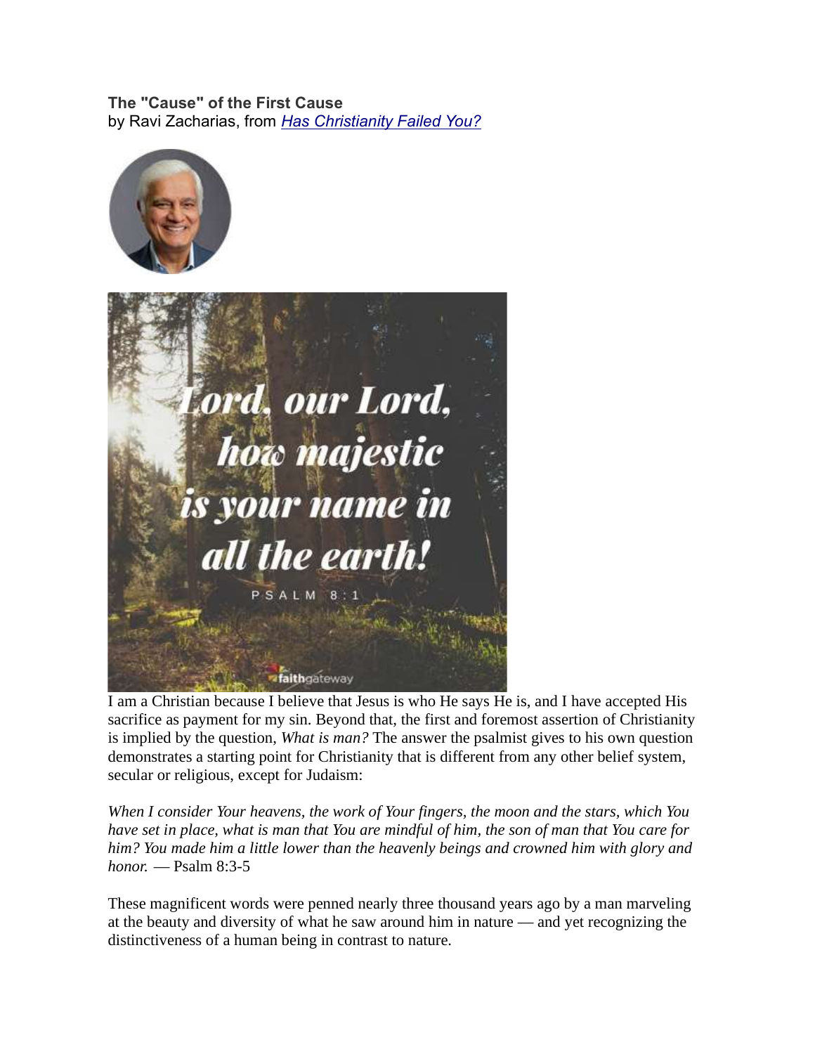**The "Cause" of the First Cause**
by Ravi Zacharias, from *Has Christianity Failed You?*

I am a Christian because I believe that Jesus is who He says He is, and I have accepted His sacrifice as payment for my sin. Beyond that, the first and foremost assertion of Christianity is implied by the question, *What is man?* The answer the psalmist gives to his own question demonstrates a starting point for Christianity that is different from any other belief system, secular or religious, except for Judaism:

*When I consider Your heavens, the work of Your fingers, the moon and the stars, which You have set in place, what is man that You are mindful of him, the son of man that You care for him? You made him a little lower than the heavenly beings and crowned him with glory and honor.* — Psalm 8:3-5

These magnificent words were penned nearly three thousand years ago by a man marveling at the beauty and diversity of what he saw around him in nature — and yet recognizing the distinctiveness of a human being in contrast to nature.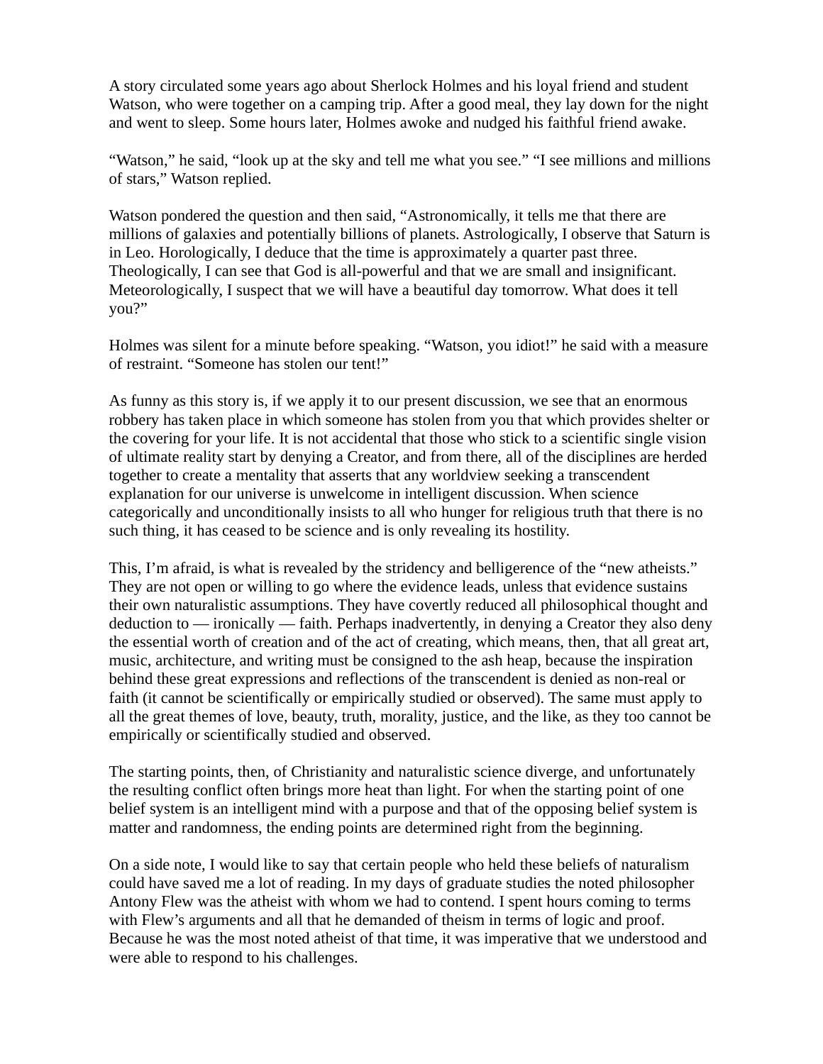A story circulated some years ago about Sherlock Holmes and his loyal friend and student Watson, who were together on a camping trip. After a good meal, they lay down for the night and went to sleep. Some hours later, Holmes awoke and nudged his faithful friend awake.

“Watson,” he said, “look up at the sky and tell me what you see.” “I see millions and millions of stars,” Watson replied.

Watson pondered the question and then said, “Astronomically, it tells me that there are millions of galaxies and potentially billions of planets. Astrologically, I observe that Saturn is in Leo. Horologically, I deduce that the time is approximately a quarter past three. Theologically, I can see that God is all-powerful and that we are small and insignificant. Meteorologically, I suspect that we will have a beautiful day tomorrow. What does it tell you?”

Holmes was silent for a minute before speaking. “Watson, you idiot!” he said with a measure of restraint. “Someone has stolen our tent!”

As funny as this story is, if we apply it to our present discussion, we see that an enormous robbery has taken place in which someone has stolen from you that which provides shelter or the covering for your life. It is not accidental that those who stick to a scientific single vision of ultimate reality start by denying a Creator, and from there, all of the disciplines are herded together to create a mentality that asserts that any worldview seeking a transcendent explanation for our universe is unwelcome in intelligent discussion. When science categorically and unconditionally insists to all who hunger for religious truth that there is no such thing, it has ceased to be science and is only revealing its hostility.

This, I’m afraid, is what is revealed by the stridency and belligerence of the “new atheists.” They are not open or willing to go where the evidence leads, unless that evidence sustains their own naturalistic assumptions. They have covertly reduced all philosophical thought and deduction to — ironically — faith. Perhaps inadvertently, in denying a Creator they also deny the essential worth of creation and of the act of creating, which means, then, that all great art, music, architecture, and writing must be consigned to the ash heap, because the inspiration behind these great expressions and reflections of the transcendent is denied as non-real or faith (it cannot be scientifically or empirically studied or observed). The same must apply to all the great themes of love, beauty, truth, morality, justice, and the like, as they too cannot be empirically or scientifically studied and observed.

The starting points, then, of Christianity and naturalistic science diverge, and unfortunately the resulting conflict often brings more heat than light. For when the starting point of one belief system is an intelligent mind with a purpose and that of the opposing belief system is matter and randomness, the ending points are determined right from the beginning.

On a side note, I would like to say that certain people who held these beliefs of naturalism could have saved me a lot of reading. In my days of graduate studies the noted philosopher Antony Flew was the atheist with whom we had to contend. I spent hours coming to terms with Flew’s arguments and all that he demanded of theism in terms of logic and proof. Because he was the most noted atheist of that time, it was imperative that we understood and were able to respond to his challenges.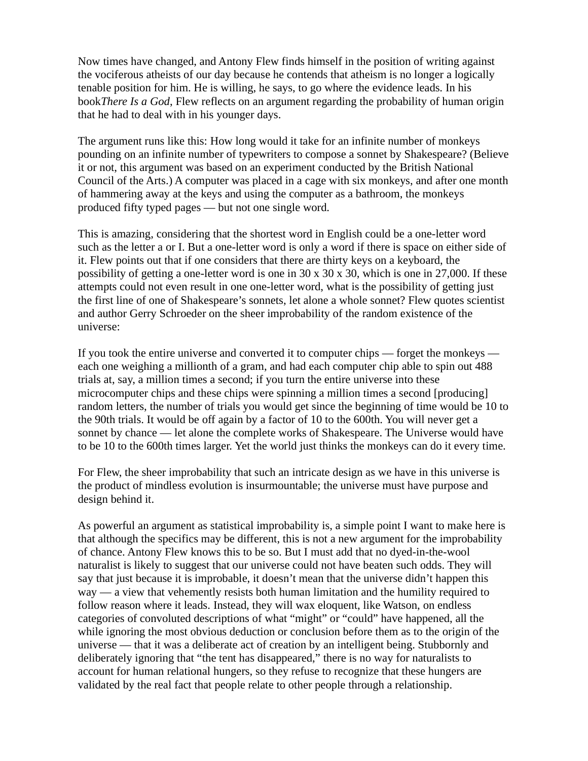Now times have changed, and Antony Flew finds himself in the position of writing against the vociferous atheists of our day because he contends that atheism is no longer a logically tenable position for him. He is willing, he says, to go where the evidence leads. In his book*There Is a God*, Flew reflects on an argument regarding the probability of human origin that he had to deal with in his younger days.

The argument runs like this: How long would it take for an infinite number of monkeys pounding on an infinite number of typewriters to compose a sonnet by Shakespeare? (Believe it or not, this argument was based on an experiment conducted by the British National Council of the Arts.) A computer was placed in a cage with six monkeys, and after one month of hammering away at the keys and using the computer as a bathroom, the monkeys produced fifty typed pages — but not one single word.

This is amazing, considering that the shortest word in English could be a one-letter word such as the letter a or I. But a one-letter word is only a word if there is space on either side of it. Flew points out that if one considers that there are thirty keys on a keyboard, the possibility of getting a one-letter word is one in 30 x 30 x 30, which is one in 27,000. If these attempts could not even result in one one-letter word, what is the possibility of getting just the first line of one of Shakespeare's sonnets, let alone a whole sonnet? Flew quotes scientist and author Gerry Schroeder on the sheer improbability of the random existence of the universe:

If you took the entire universe and converted it to computer chips — forget the monkeys — each one weighing a millionth of a gram, and had each computer chip able to spin out 488 trials at, say, a million times a second; if you turn the entire universe into these microcomputer chips and these chips were spinning a million times a second [producing] random letters, the number of trials you would get since the beginning of time would be 10 to the 90th trials. It would be off again by a factor of 10 to the 600th. You will never get a sonnet by chance — let alone the complete works of Shakespeare. The Universe would have to be 10 to the 600th times larger. Yet the world just thinks the monkeys can do it every time.

For Flew, the sheer improbability that such an intricate design as we have in this universe is the product of mindless evolution is insurmountable; the universe must have purpose and design behind it.

As powerful an argument as statistical improbability is, a simple point I want to make here is that although the specifics may be different, this is not a new argument for the improbability of chance. Antony Flew knows this to be so. But I must add that no dyed-in-the-wool naturalist is likely to suggest that our universe could not have beaten such odds. They will say that just because it is improbable, it doesn't mean that the universe didn't happen this way — a view that vehemently resists both human limitation and the humility required to follow reason where it leads. Instead, they will wax eloquent, like Watson, on endless categories of convoluted descriptions of what "might" or "could" have happened, all the while ignoring the most obvious deduction or conclusion before them as to the origin of the universe — that it was a deliberate act of creation by an intelligent being. Stubbornly and deliberately ignoring that "the tent has disappeared," there is no way for naturalists to account for human relational hungers, so they refuse to recognize that these hungers are validated by the real fact that people relate to other people through a relationship.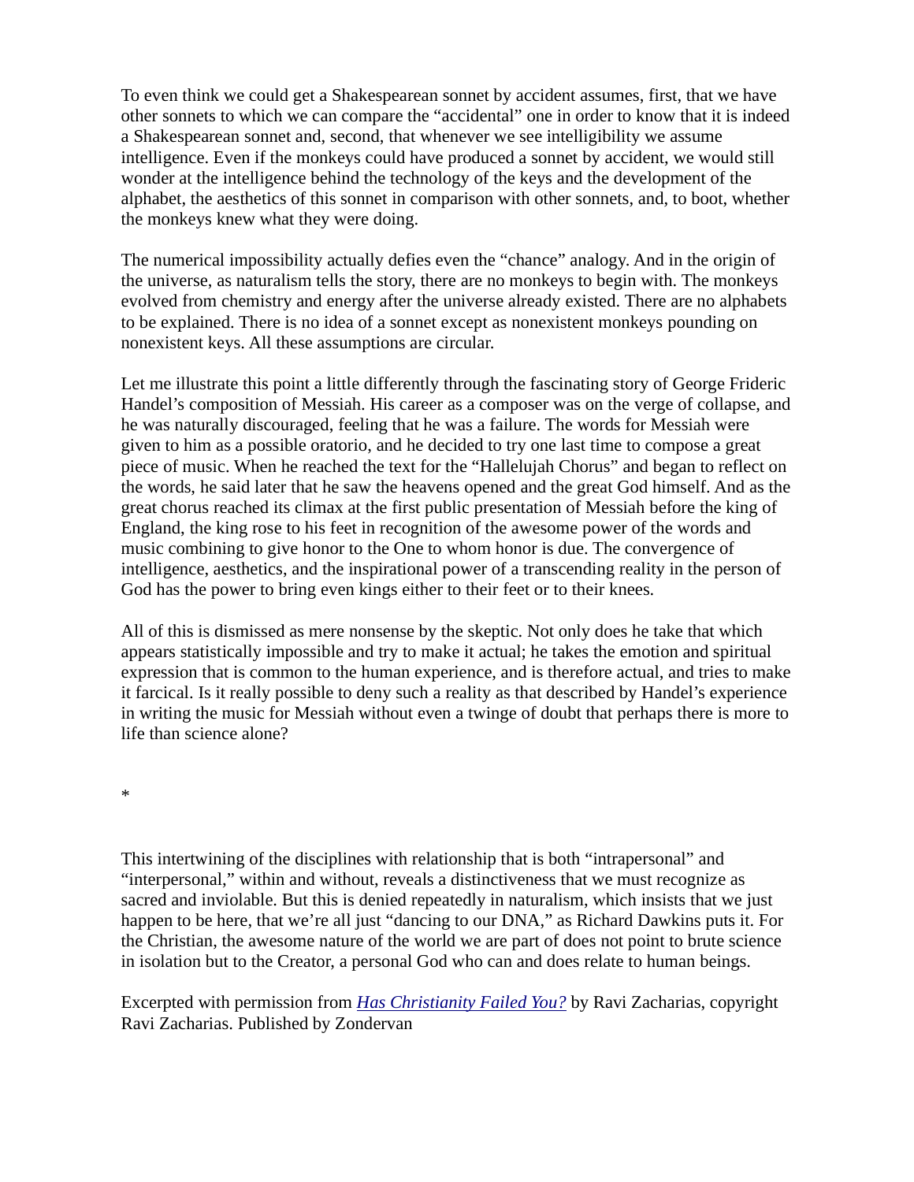To even think we could get a Shakespearean sonnet by accident assumes, first, that we have other sonnets to which we can compare the "accidental" one in order to know that it is indeed a Shakespearean sonnet and, second, that whenever we see intelligibility we assume intelligence. Even if the monkeys could have produced a sonnet by accident, we would still wonder at the intelligence behind the technology of the keys and the development of the alphabet, the aesthetics of this sonnet in comparison with other sonnets, and, to boot, whether the monkeys knew what they were doing.

The numerical impossibility actually defies even the "chance" analogy. And in the origin of the universe, as naturalism tells the story, there are no monkeys to begin with. The monkeys evolved from chemistry and energy after the universe already existed. There are no alphabets to be explained. There is no idea of a sonnet except as nonexistent monkeys pounding on nonexistent keys. All these assumptions are circular.

Let me illustrate this point a little differently through the fascinating story of George Frideric Handel's composition of Messiah. His career as a composer was on the verge of collapse, and he was naturally discouraged, feeling that he was a failure. The words for Messiah were given to him as a possible oratorio, and he decided to try one last time to compose a great piece of music. When he reached the text for the "Hallelujah Chorus" and began to reflect on the words, he said later that he saw the heavens opened and the great God himself. And as the great chorus reached its climax at the first public presentation of Messiah before the king of England, the king rose to his feet in recognition of the awesome power of the words and music combining to give honor to the One to whom honor is due. The convergence of intelligence, aesthetics, and the inspirational power of a transcending reality in the person of God has the power to bring even kings either to their feet or to their knees.

All of this is dismissed as mere nonsense by the skeptic. Not only does he take that which appears statistically impossible and try to make it actual; he takes the emotion and spiritual expression that is common to the human experience, and is therefore actual, and tries to make it farcical. Is it really possible to deny such a reality as that described by Handel's experience in writing the music for Messiah without even a twinge of doubt that perhaps there is more to life than science alone?

*

This intertwining of the disciplines with relationship that is both "intrapersonal" and "interpersonal," within and without, reveals a distinctiveness that we must recognize as sacred and inviolable. But this is denied repeatedly in naturalism, which insists that we just happen to be here, that we're all just "dancing to our DNA," as Richard Dawkins puts it. For the Christian, the awesome nature of the world we are part of does not point to brute science in isolation but to the Creator, a personal God who can and does relate to human beings.

Excerpted with permission from *Has Christianity Failed You?* by Ravi Zacharias, copyright Ravi Zacharias. Published by Zondervan